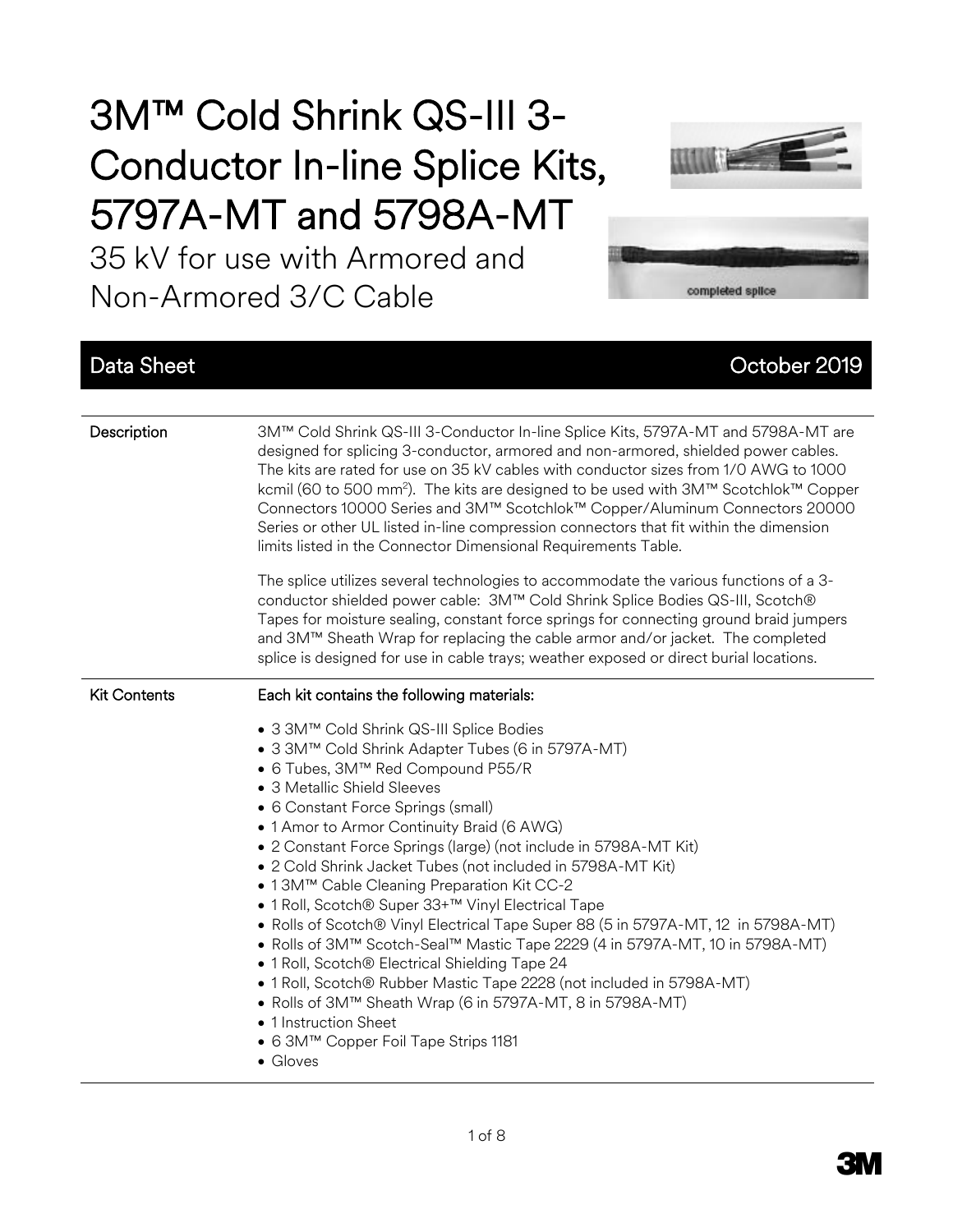# 3M™ Cold Shrink QS-III 3-Conductor In-line Splice Kits, 5797A-MT and 5798A-MT

35 kV for use with Armored and Non-Armored 3/C Cable

completed splice

**Data Sheet** October 2019

## Description

3M™ Cold Shrink QS-III 3-Conductor In-line Splice Kits, 5797A-MT and 5798A-MT are designed for splicing 3-conductor, armored and non-armored, shielded power cables. The kits are rated for use on 35 kV cables with conductor sizes from 1/0 AWG to 1000 kcmil (60 to 500 $mm^2$). The kits are designed to be used with 3M™ Scotchlok™ Copper Connectors 10000 Series and 3M™ Scotchlok™ Copper/Aluminum Connectors 20000 Series or other UL listed in-line compression connectors that fit within the dimension limits listed in the Connector Dimensional Requirements Table.

The splice utilizes several technologies to accommodate the various functions of a 3-conductor shielded power cable: 3M™ Cold Shrink Splice Bodies QS-III, Scotch® Tapes for moisture sealing, constant force springs for connecting ground braid jumpers and 3M™ Sheath Wrap for replacing the cable armor and/or jacket. The completed splice is designed for use in cable trays; weather exposed or direct burial locations.

## Kit Contents

**Each kit contains the following materials:**

- 3 3M™ Cold Shrink QS-III Splice Bodies
- 3 3M™ Cold Shrink Adapter Tubes (6 in 5797A-MT)
- 6 Tubes, 3M™ Red Compound P55/R
- 3 Metallic Shield Sleeves
- 6 Constant Force Springs (small)
- 1 Amor to Armor Continuity Braid (6 AWG)
- 2 Constant Force Springs (large) (not include in 5798A-MT Kit)
- 2 Cold Shrink Jacket Tubes (not included in 5798A-MT Kit)
- 1 3M™ Cable Cleaning Preparation Kit CC-2
- 1 Roll, Scotch® Super 33+™ Vinyl Electrical Tape
- Rolls of Scotch® Vinyl Electrical Tape Super 88 (5 in 5797A-MT, 12 in 5798A-MT)
- Rolls of 3M™ Scotch-Seal™ Mastic Tape 2229 (4 in 5797A-MT, 10 in 5798A-MT)
- 1 Roll, Scotch® Electrical Shielding Tape 24
- 1 Roll, Scotch® Rubber Mastic Tape 2228 (not included in 5798A-MT)
- Rolls of 3M™ Sheath Wrap (6 in 5797A-MT, 8 in 5798A-MT)
- 1 Instruction Sheet
- 6 3M™ Copper Foil Tape Strips 1181
- Gloves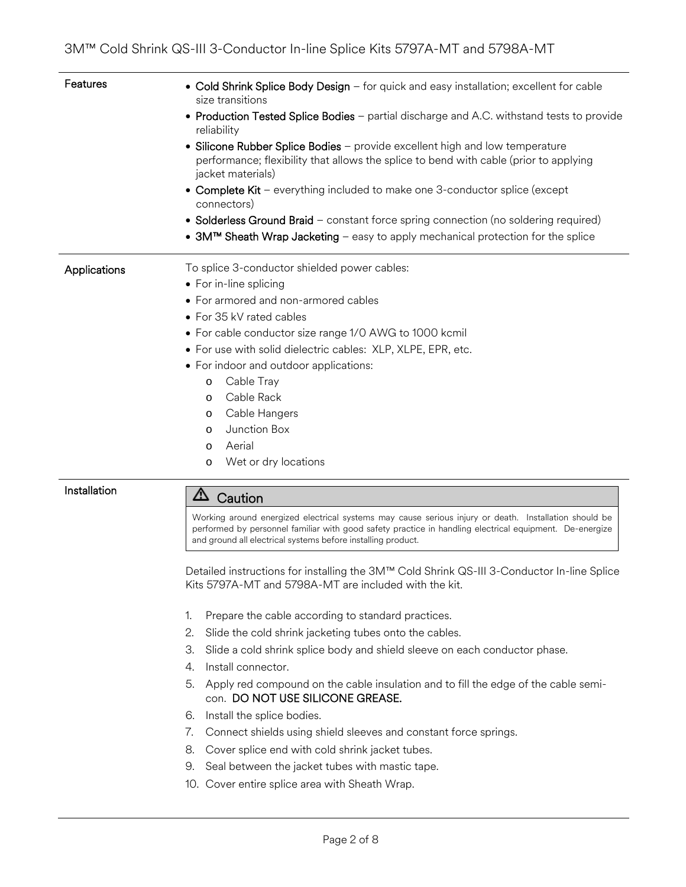## Features

- **Cold Shrink Splice Body Design** – for quick and easy installation; excellent for cable size transitions
- **Production Tested Splice Bodies** – partial discharge and A.C. withstand tests to provide reliability
- **Silicone Rubber Splice Bodies** – provide excellent high and low temperature performance; flexibility that allows the splice to bend with cable (prior to applying jacket materials)
- **Complete Kit** – everything included to make one 3-conductor splice (except connectors)
- **Solderless Ground Braid** – constant force spring connection (no soldering required)
- **3M™ Sheath Wrap Jacketing** – easy to apply mechanical protection for the splice

## Applications

To splice 3-conductor shielded power cables:

- For in-line splicing
- For armored and non-armored cables
- For 35 kV rated cables
- For cable conductor size range 1/0 AWG to 1000 kcmil
- For use with solid dielectric cables: XLP, XLPE, EPR, etc.
- For indoor and outdoor applications:
    - Cable Tray
    - Cable Rack
    - Cable Hangers
    - Junction Box
    - Aerial
    - Wet or dry locations

## Installation

> **⚠ Caution**
>
> Working around energized electrical systems may cause serious injury or death. Installation should be performed by personnel familiar with good safety practice in handling electrical equipment. De-energize and ground all electrical systems before installing product.

Detailed instructions for installing the 3M™ Cold Shrink QS-III 3-Conductor In-line Splice Kits 5797A-MT and 5798A-MT are included with the kit.

1. Prepare the cable according to standard practices.
2. Slide the cold shrink jacketing tubes onto the cables.
3. Slide a cold shrink splice body and shield sleeve on each conductor phase.
4. Install connector.
5. Apply red compound on the cable insulation and to fill the edge of the cable semi-con. **DO NOT USE SILICONE GREASE.**
6. Install the splice bodies.
7. Connect shields using shield sleeves and constant force springs.
8. Cover splice end with cold shrink jacket tubes.
9. Seal between the jacket tubes with mastic tape.
10. Cover entire splice area with Sheath Wrap.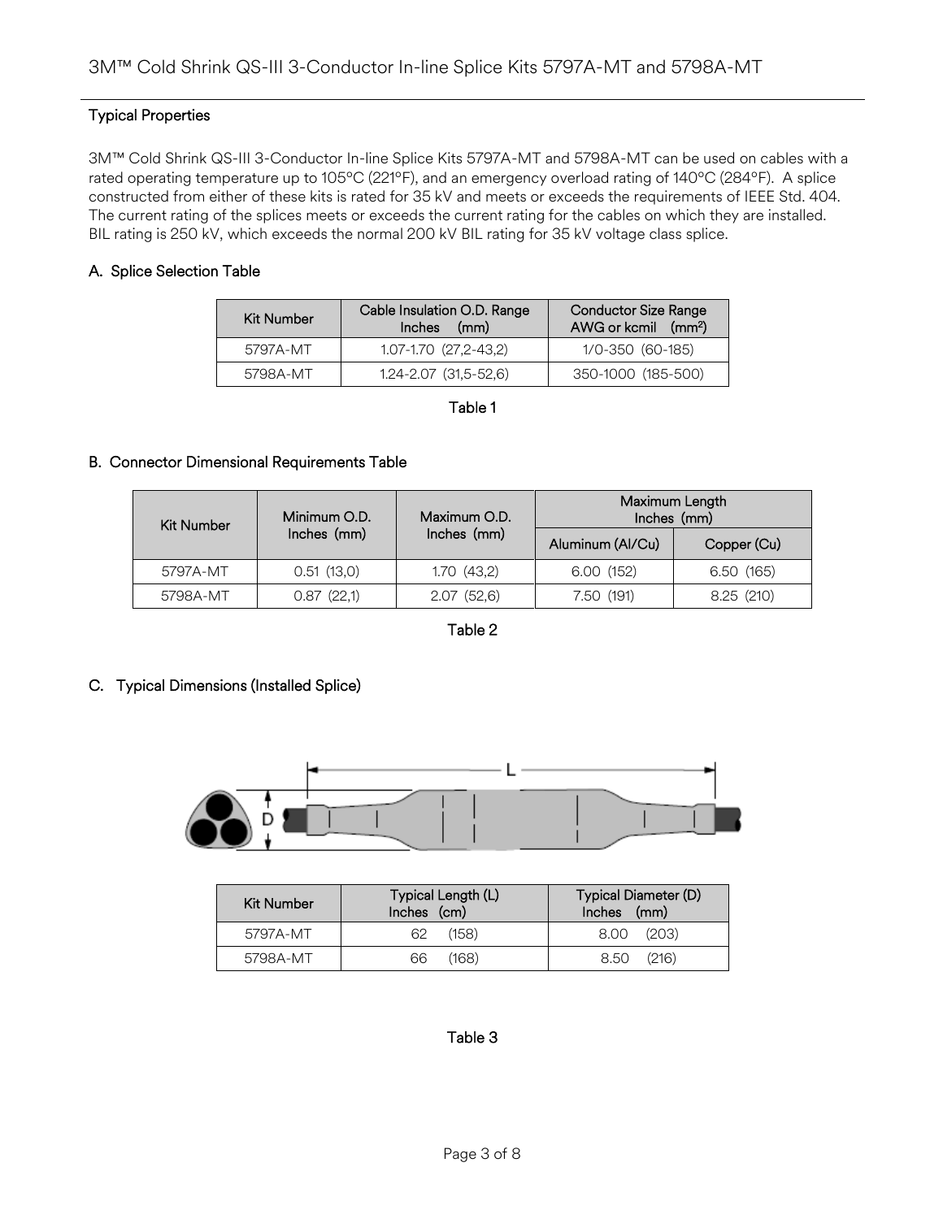## Typical Properties

3M™ Cold Shrink QS-III 3-Conductor In-line Splice Kits 5797A-MT and 5798A-MT can be used on cables with a rated operating temperature up to 105°C (221°F), and an emergency overload rating of 140°C (284°F). A splice constructed from either of these kits is rated for 35 kV and meets or exceeds the requirements of IEEE Std. 404. The current rating of the splices meets or exceeds the current rating for the cables on which they are installed. BIL rating is 250 kV, which exceeds the normal 200 kV BIL rating for 35 kV voltage class splice.

### A. Splice Selection Table

| Kit Number | Cable Insulation O.D. Range Inches (mm) | Conductor Size Range AWG or kcmil ($mm^2$) |
|---|---|---|
| 5797A-MT | 1.07-1.70 (27,2-43,2) | 1/0-350 (60-185) |
| 5798A-MT | 1.24-2.07 (31,5-52,6) | 350-1000 (185-500) |

Table 1

### B. Connector Dimensional Requirements Table

| Kit Number | Minimum O.D. Inches (mm) | Maximum O.D. Inches (mm) | Maximum Length Inches (mm) | |
|---|---|---|---|---|
| | | | Aluminum (Al/Cu) | Copper (Cu) |
| 5797A-MT | 0.51 (13,0) | 1.70 (43,2) | 6.00 (152) | 6.50 (165) |
| 5798A-MT | 0.87 (22,1) | 2.07 (52,6) | 7.50 (191) | 8.25 (210) |

Table 2

### C. Typical Dimensions (Installed Splice)

| Kit Number | Typical Length (L) Inches (cm) | Typical Diameter (D) Inches (mm) |
|---|---|---|
| 5797A-MT | 62 (158) | 8.00 (203) |
| 5798A-MT | 66 (168) | 8.50 (216) |

Table 3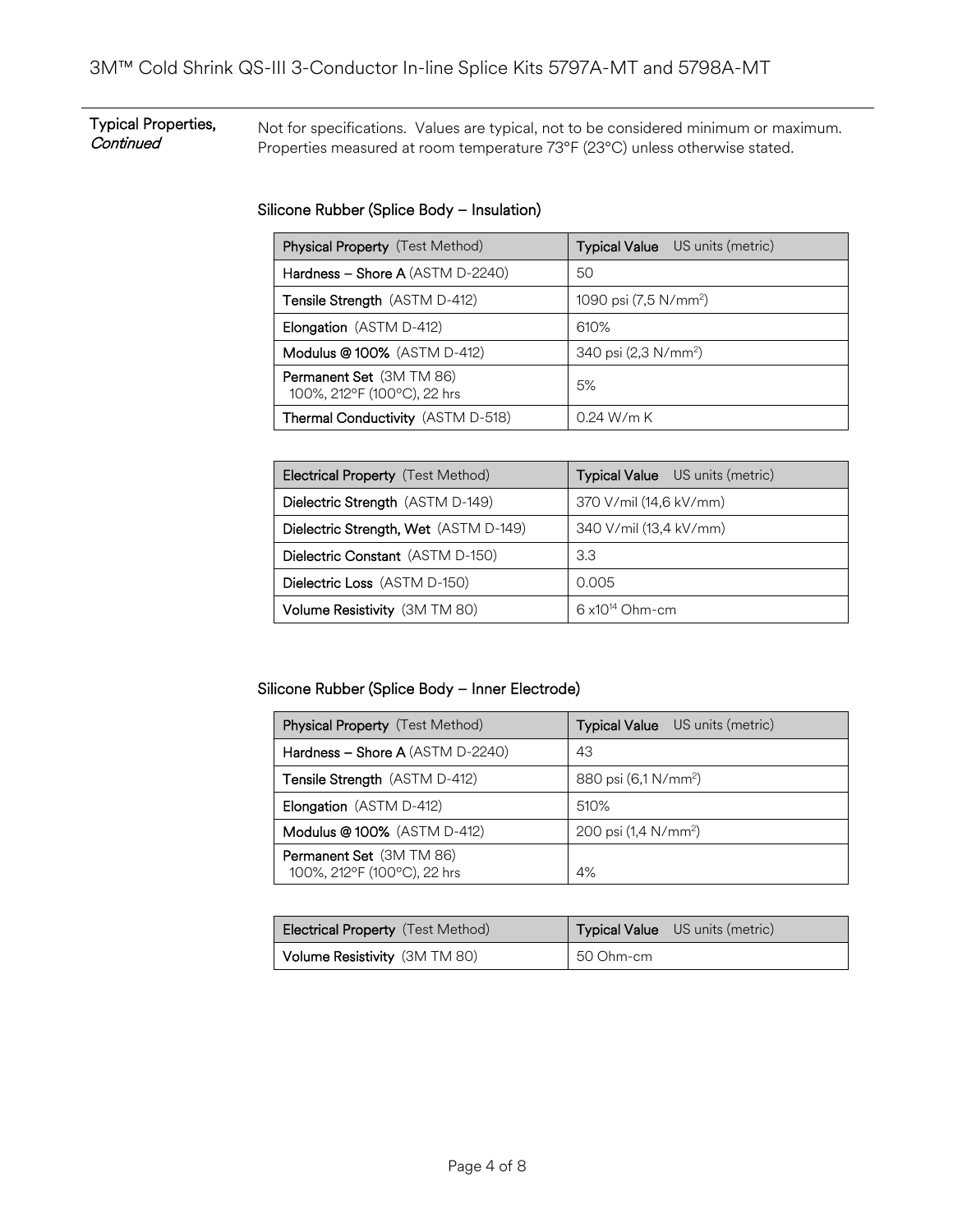**Typical Properties, *Continued***

Not for specifications. Values are typical, not to be considered minimum or maximum. Properties measured at room temperature 73°F (23°C) unless otherwise stated.

### Silicone Rubber (Splice Body – Insulation)

| **Physical Property** (Test Method) | **Typical Value** US units (metric) |
|---|---|
| **Hardness – Shore A** (ASTM D-2240) | 50 |
| **Tensile Strength** (ASTM D-412) | 1090 psi (7,5 N/mm$^2$) |
| **Elongation** (ASTM D-412) | 610% |
| **Modulus @ 100%** (ASTM D-412) | 340 psi (2,3 N/mm$^2$) |
| **Permanent Set** (3M TM 86) 100%, 212°F (100°C), 22 hrs | 5% |
| **Thermal Conductivity** (ASTM D-518) | 0.24 W/m K |

| **Electrical Property** (Test Method) | **Typical Value** US units (metric) |
|---|---|
| **Dielectric Strength** (ASTM D-149) | 370 V/mil (14,6 kV/mm) |
| **Dielectric Strength, Wet** (ASTM D-149) | 340 V/mil (13,4 kV/mm) |
| **Dielectric Constant** (ASTM D-150) | 3.3 |
| **Dielectric Loss** (ASTM D-150) | 0.005 |
| **Volume Resistivity** (3M TM 80) | 6 x$10^{14}$ Ohm-cm |

### Silicone Rubber (Splice Body – Inner Electrode)

| **Physical Property** (Test Method) | **Typical Value** US units (metric) |
|---|---|
| **Hardness – Shore A** (ASTM D-2240) | 43 |
| **Tensile Strength** (ASTM D-412) | 880 psi (6,1 N/mm$^2$) |
| **Elongation** (ASTM D-412) | 510% |
| **Modulus @ 100%** (ASTM D-412) | 200 psi (1,4 N/mm$^2$) |
| **Permanent Set** (3M TM 86) 100%, 212°F (100°C), 22 hrs | 4% |

| **Electrical Property** (Test Method) | **Typical Value** US units (metric) |
|---|---|
| **Volume Resistivity** (3M TM 80) | 50 Ohm-cm |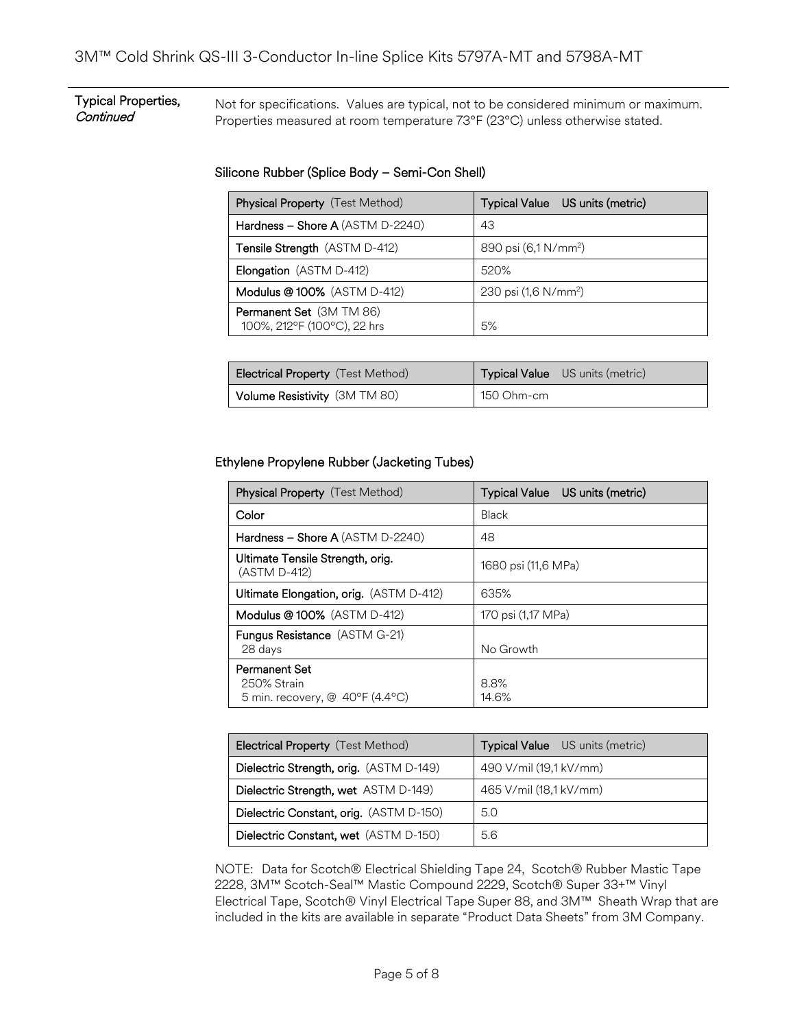**Typical Properties, *Continued***

Not for specifications. Values are typical, not to be considered minimum or maximum. Properties measured at room temperature 73°F (23°C) unless otherwise stated.

### Silicone Rubber (Splice Body – Semi-Con Shell)

| **Physical Property** (Test Method) | **Typical Value** US units (metric) |
|---|---|
| **Hardness – Shore A** (ASTM D-2240) | 43 |
| **Tensile Strength** (ASTM D-412) | 890 psi (6,1 N/mm$^2$) |
| **Elongation** (ASTM D-412) | 520% |
| **Modulus @ 100%** (ASTM D-412) | 230 psi (1,6 N/mm$^2$) |
| **Permanent Set** (3M TM 86) 100%, 212°F (100°C), 22 hrs | 5% |

| **Electrical Property** (Test Method) | **Typical Value** US units (metric) |
|---|---|
| **Volume Resistivity** (3M TM 80) | 150 Ohm-cm |

### Ethylene Propylene Rubber (Jacketing Tubes)

| **Physical Property** (Test Method) | **Typical Value** US units (metric) |
|---|---|
| **Color** | Black |
| **Hardness – Shore A** (ASTM D-2240) | 48 |
| **Ultimate Tensile Strength, orig.** (ASTM D-412) | 1680 psi (11,6 MPa) |
| **Ultimate Elongation, orig.** (ASTM D-412) | 635% |
| **Modulus @ 100%** (ASTM D-412) | 170 psi (1,17 MPa) |
| **Fungus Resistance** (ASTM G-21) 28 days | No Growth |
| **Permanent Set** 250% Strain 5 min. recovery, @ 40°F (4.4°C) | 8.8% 14.6% |

| **Electrical Property** (Test Method) | **Typical Value** US units (metric) |
|---|---|
| **Dielectric Strength, orig.** (ASTM D-149) | 490 V/mil (19,1 kV/mm) |
| **Dielectric Strength, wet** ASTM D-149) | 465 V/mil (18,1 kV/mm) |
| **Dielectric Constant, orig.** (ASTM D-150) | 5.0 |
| **Dielectric Constant, wet** (ASTM D-150) | 5.6 |

NOTE: Data for Scotch® Electrical Shielding Tape 24, Scotch® Rubber Mastic Tape 2228, 3M™ Scotch-Seal™ Mastic Compound 2229, Scotch® Super 33+™ Vinyl Electrical Tape, Scotch® Vinyl Electrical Tape Super 88, and 3M™ Sheath Wrap that are included in the kits are available in separate "Product Data Sheets" from 3M Company.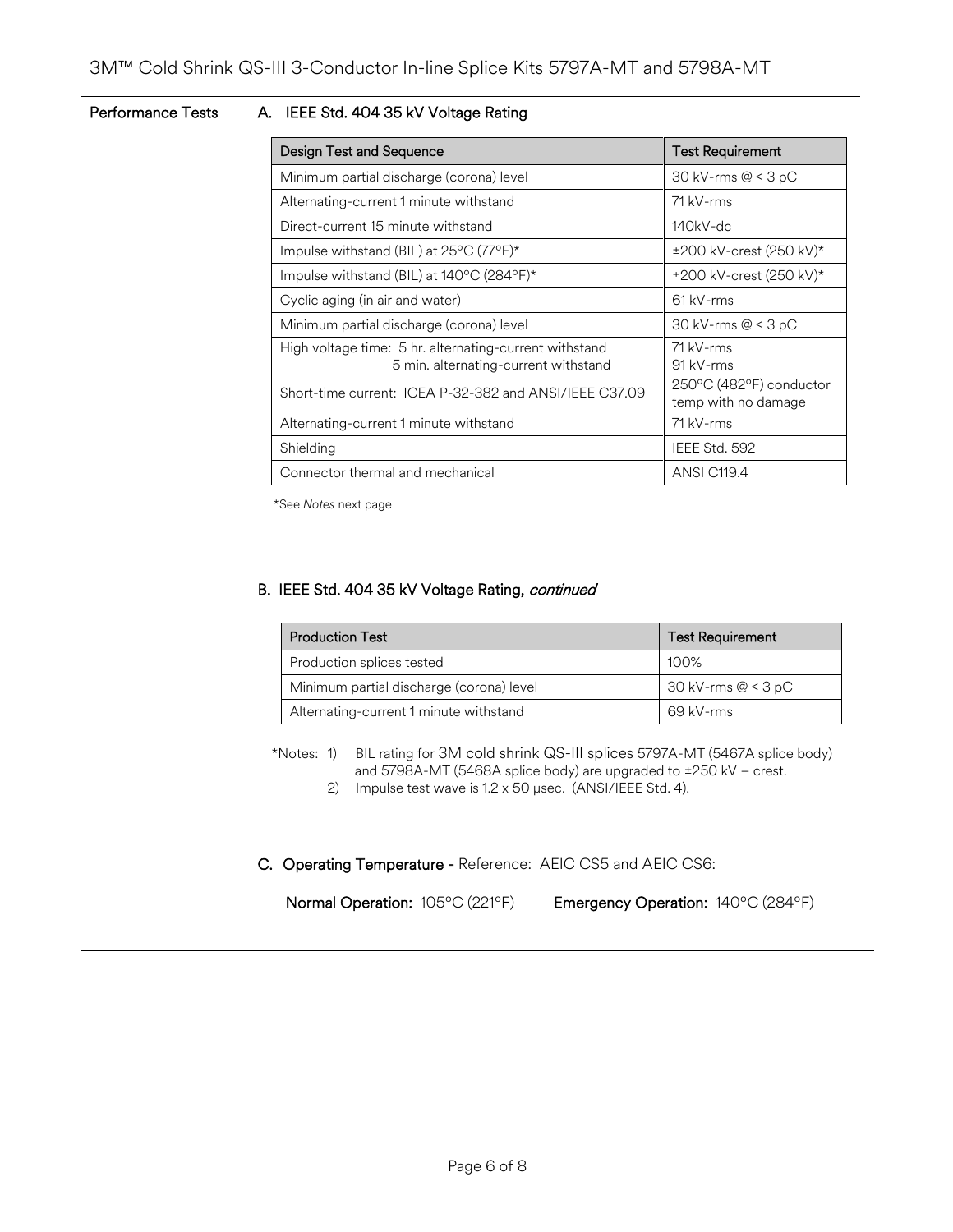## Performance Tests

### A. IEEE Std. 404 35 kV Voltage Rating

| Design Test and Sequence | Test Requirement |
| --- | --- |
| Minimum partial discharge (corona) level | 30 kV-rms @ < 3 pC |
| Alternating-current 1 minute withstand | 71 kV-rms |
| Direct-current 15 minute withstand | 140kV-dc |
| Impulse withstand (BIL) at 25°C (77°F)* | ±200 kV-crest (250 kV)* |
| Impulse withstand (BIL) at 140°C (284°F)* | ±200 kV-crest (250 kV)* |
| Cyclic aging (in air and water) | 61 kV-rms |
| Minimum partial discharge (corona) level | 30 kV-rms @ < 3 pC |
| High voltage time: 5 hr. alternating-current withstand<br>5 min. alternating-current withstand | 71 kV-rms<br>91 kV-rms |
| Short-time current: ICEA P-32-382 and ANSI/IEEE C37.09 | 250°C (482°F) conductor temp with no damage |
| Alternating-current 1 minute withstand | 71 kV-rms |
| Shielding | IEEE Std. 592 |
| Connector thermal and mechanical | ANSI C119.4 |

*See *Notes* next page

### B. IEEE Std. 404 35 kV Voltage Rating, *continued*

| Production Test | Test Requirement |
| --- | --- |
| Production splices tested | 100% |
| Minimum partial discharge (corona) level | 30 kV-rms @ < 3 pC |
| Alternating-current 1 minute withstand | 69 kV-rms |

*Notes:
1) BIL rating for 3M cold shrink QS-III splices 5797A-MT (5467A splice body) and 5798A-MT (5468A splice body) are upgraded to ±250 kV – crest.
2) Impulse test wave is 1.2 x 50 μsec. (ANSI/IEEE Std. 4).

### C. Operating Temperature - Reference: AEIC CS5 and AEIC CS6:

**Normal Operation:** 105°C (221°F) **Emergency Operation:** 140°C (284°F)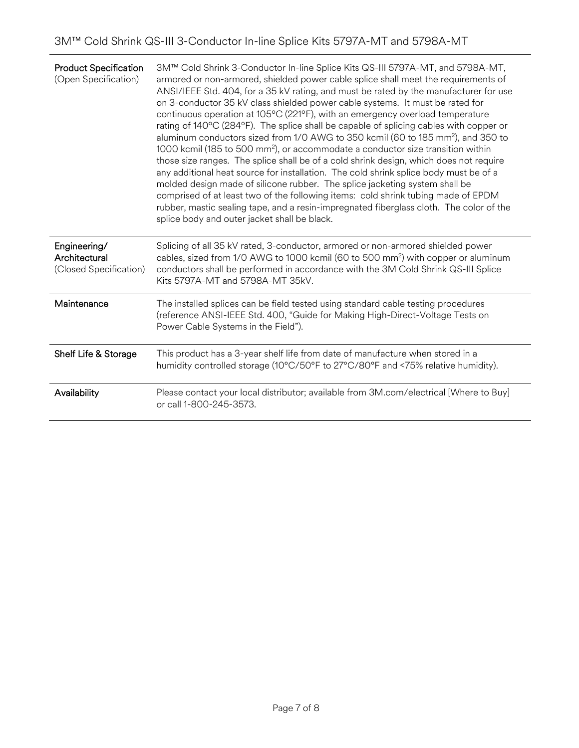| | |
|---|---|
| **Product Specification** (Open Specification) | 3M™ Cold Shrink 3-Conductor In-line Splice Kits QS-III 5797A-MT, and 5798A-MT, armored or non-armored, shielded power cable splice shall meet the requirements of ANSI/IEEE Std. 404, for a 35 kV rating, and must be rated by the manufacturer for use on 3-conductor 35 kV class shielded power cable systems. It must be rated for continuous operation at 105°C (221°F), with an emergency overload temperature rating of 140°C (284°F). The splice shall be capable of splicing cables with copper or aluminum conductors sized from 1/0 AWG to 350 kcmil (60 to 185 $mm^2$), and 350 to 1000 kcmil (185 to 500 $mm^2$), or accommodate a conductor size transition within those size ranges. The splice shall be of a cold shrink design, which does not require any additional heat source for installation. The cold shrink splice body must be of a molded design made of silicone rubber. The splice jacketing system shall be comprised of at least two of the following items: cold shrink tubing made of EPDM rubber, mastic sealing tape, and a resin-impregnated fiberglass cloth. The color of the splice body and outer jacket shall be black. |
| **Engineering/ Architectural** (Closed Specification) | Splicing of all 35 kV rated, 3-conductor, armored or non-armored shielded power cables, sized from 1/0 AWG to 1000 kcmil (60 to 500 $mm^2$) with copper or aluminum conductors shall be performed in accordance with the 3M Cold Shrink QS-III Splice Kits 5797A-MT and 5798A-MT 35kV. |
| **Maintenance** | The installed splices can be field tested using standard cable testing procedures (reference ANSI-IEEE Std. 400, "Guide for Making High-Direct-Voltage Tests on Power Cable Systems in the Field"). |
| **Shelf Life & Storage** | This product has a 3-year shelf life from date of manufacture when stored in a humidity controlled storage (10°C/50°F to 27°C/80°F and <75% relative humidity). |
| **Availability** | Please contact your local distributor; available from 3M.com/electrical [Where to Buy] or call 1-800-245-3573. |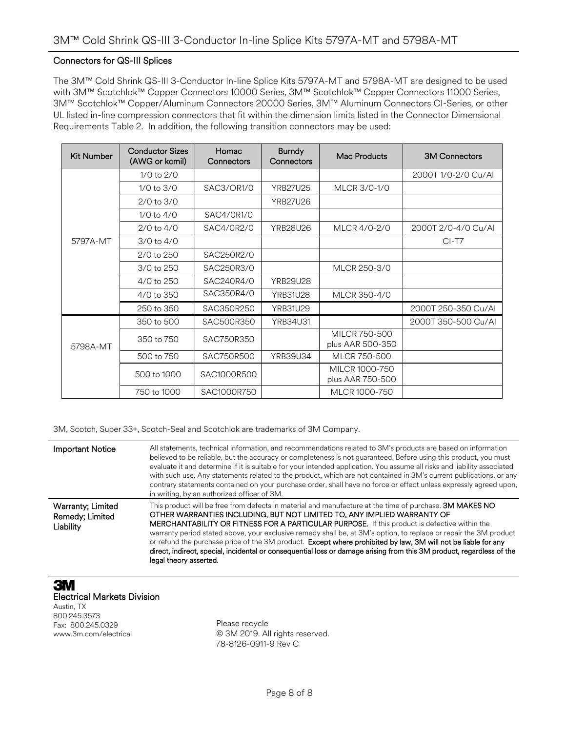## Connectors for QS-III Splices

The 3M™ Cold Shrink QS-III 3-Conductor In-line Splice Kits 5797A-MT and 5798A-MT are designed to be used with 3M™ Scotchlok™ Copper Connectors 10000 Series, 3M™ Scotchlok™ Copper Connectors 11000 Series, 3M™ Scotchlok™ Copper/Aluminum Connectors 20000 Series, 3M™ Aluminum Connectors CI-Series, or other UL listed in-line compression connectors that fit within the dimension limits listed in the Connector Dimensional Requirements Table 2. In addition, the following transition connectors may be used:

| Kit Number | Conductor Sizes (AWG or kcmil) | Homac Connectors | Burndy Connectors | Mac Products | 3M Connectors |
|---|---|---|---|---|---|
| 5797A-MT | 1/0 to 2/0 | | | | 2000T 1/0-2/0 Cu/Al |
| | 1/0 to 3/0 | SAC3/OR1/0 | YRB27U25 | MLCR 3/0-1/0 | |
| | 2/0 to 3/0 | | YRB27U26 | | |
| | 1/0 to 4/0 | SAC4/0R1/0 | | | |
| | 2/0 to 4/0 | SAC4/0R2/0 | YRB28U26 | MLCR 4/0-2/0 | 2000T 2/0-4/0 Cu/Al |
| | 3/0 to 4/0 | | | | CI-T7 |
| | 2/0 to 250 | SAC250R2/0 | | | |
| | 3/0 to 250 | SAC250R3/0 | | MLCR 250-3/0 | |
| | 4/0 to 250 | SAC240R4/0 | YRB29U28 | | |
| | 4/0 to 350 | SAC350R4/0 | YRB31U28 | MLCR 350-4/0 | |
| | 250 to 350 | SAC350R250 | YRB31U29 | | 2000T 250-350 Cu/Al |
| 5798A-MT | 350 to 500 | SAC500R350 | YRB34U31 | | 2000T 350-500 Cu/Al |
| | 350 to 750 | SAC750R350 | | MILCR 750-500 plus AAR 500-350 | |
| | 500 to 750 | SAC750R500 | YRB39U34 | MLCR 750-500 | |
| | 500 to 1000 | SAC1000R500 | | MILCR 1000-750 plus AAR 750-500 | |
| | 750 to 1000 | SAC1000R750 | | MLCR 1000-750 | |

3M, Scotch, Super 33+, Scotch-Seal and Scotchlok are trademarks of 3M Company.

| | |
|---|---|
| **Important Notice** | All statements, technical information, and recommendations related to 3M's products are based on information believed to be reliable, but the accuracy or completeness is not guaranteed. Before using this product, you must evaluate it and determine if it is suitable for your intended application. You assume all risks and liability associated with such use. Any statements related to the product, which are not contained in 3M's current publications, or any contrary statements contained on your purchase order, shall have no force or effect unless expressly agreed upon, in writing, by an authorized officer of 3M. |
| **Warranty; Limited Remedy; Limited Liability** | This product will be free from defects in material and manufacture at the time of purchase. **3M MAKES NO OTHER WARRANTIES INCLUDING, BUT NOT LIMITED TO, ANY IMPLIED WARRANTY OF MERCHANTABILITY OR FITNESS FOR A PARTICULAR PURPOSE.** If this product is defective within the warranty period stated above, your exclusive remedy shall be, at 3M's option, to replace or repair the 3M product or refund the purchase price of the 3M product. **Except where prohibited by law, 3M will not be liable for any direct, indirect, special, incidental or consequential loss or damage arising from this 3M product, regardless of the legal theory asserted.** |

**3M**
**Electrical Markets Division**
Austin, TX
800.245.3573
Fax: 800.245.0329
www.3m.com/electrical

Please recycle
© 3M 2019. All rights reserved.
78-8126-0911-9 Rev C